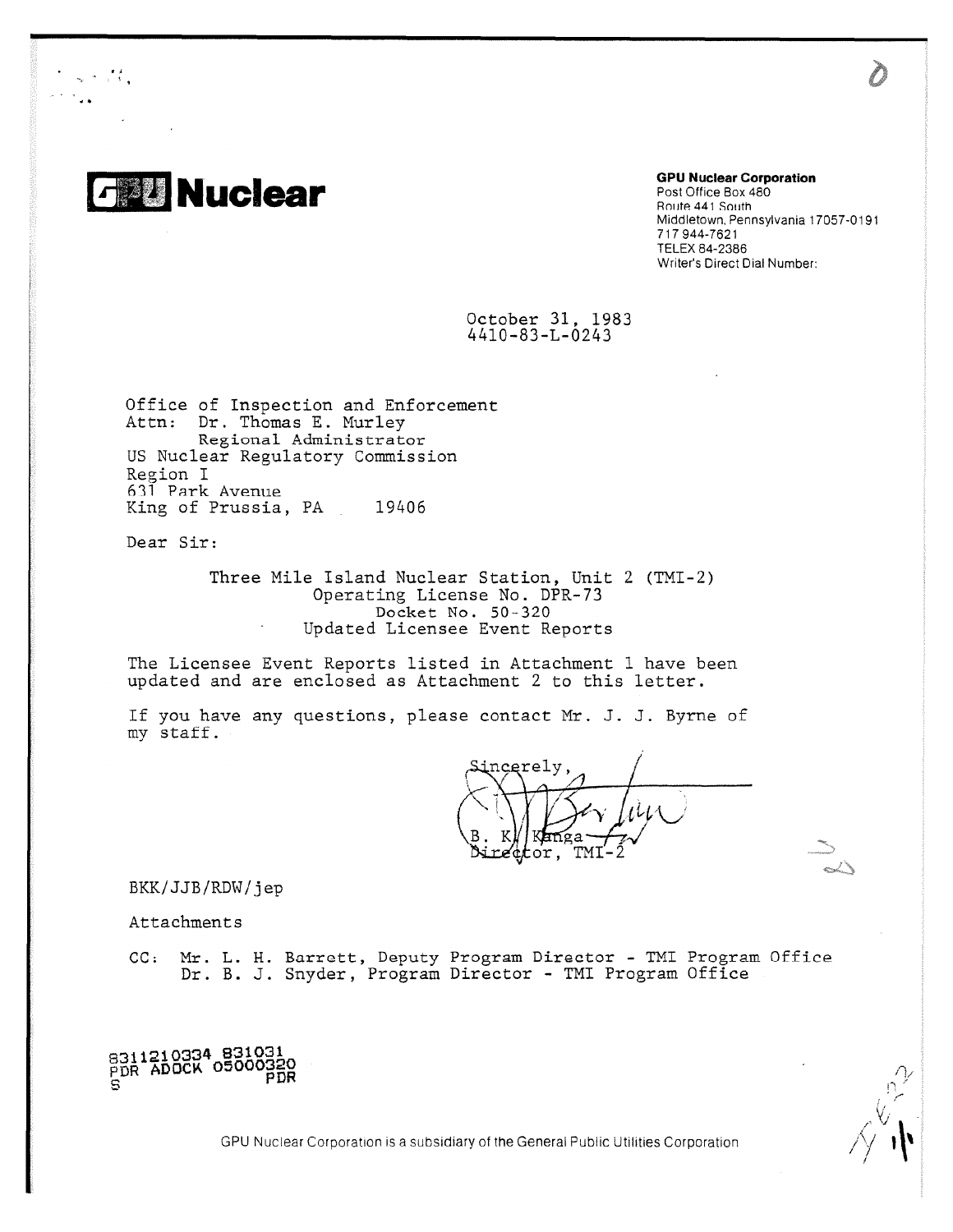**GPU Nuclear**

**GPU Nuclear Corporation**
Post Office Box 480
Route 441 South
Middletown, Pennsylvania 17057-0191
717 944-7621
TELEX 84-2386
Writer's Direct Dial Number:

October 31, 1983
4410-83-L-0243

Office of Inspection and Enforcement
Attn: Dr. Thomas E. Murley
Regional Administrator
US Nuclear Regulatory Commission
Region I
631 Park Avenue
King of Prussia, PA 19406

Dear Sir:

Three Mile Island Nuclear Station, Unit 2 (TMI-2)
Operating License No. DPR-73
Docket No. 50-320
Updated Licensee Event Reports

The Licensee Event Reports listed in Attachment 1 have been updated and are enclosed as Attachment 2 to this letter.

If you have any questions, please contact Mr. J. J. Byrne of my staff.

Sincerely,

B. K. Kanga
Director, TMI-2

BKK/JJB/RDW/jep

Attachments

CC: Mr. L. H. Barrett, Deputy Program Director - TMI Program Office
Dr. B. J. Snyder, Program Director - TMI Program Office

8311210334 831031
PDR ADOCK 05000320
S PDR

GPU Nuclear Corporation is a subsidiary of the General Public Utilities Corporation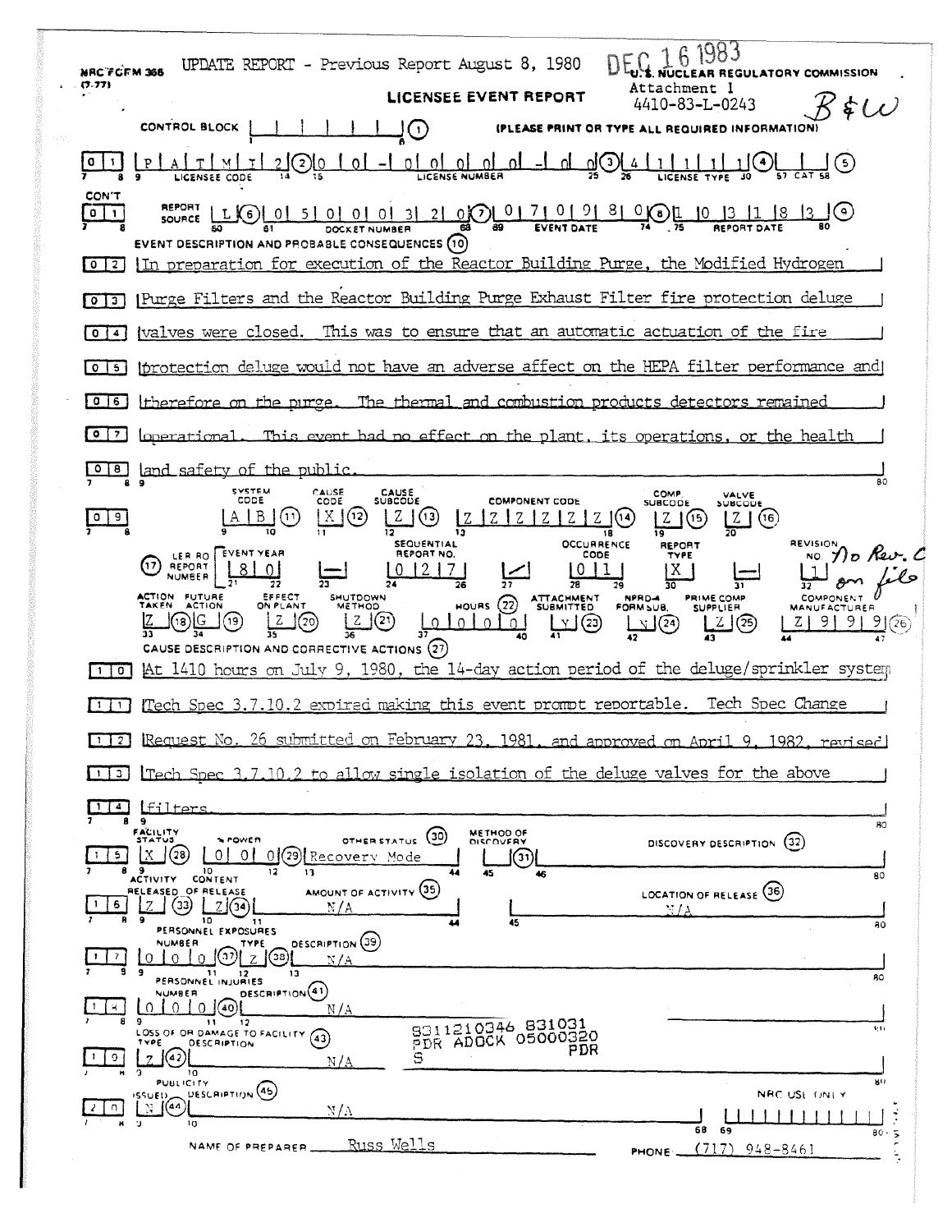NRC FORM 366 (7-77)

UPDATE REPORT - Previous Report August 8, 1980

DEC 16 1983

U.S. NUCLEAR REGULATORY COMMISSION

**LICENSEE EVENT REPORT**

Attachment 1
4410-83-L-0243

B&W

CONTROL BLOCK: | | | | | | | (1) (PLEASE PRINT OR TYPE ALL REQUIRED INFORMATION)

01 | LICENSEE CODE: P A T M I 2 (2) | LICENSE NUMBER: 0 0 - 0 0 0 0 0 - 0 0 (3) | LICENSE TYPE: 4 1 1 1 1 (4) | CAT: (5)

CON'T 01 | REPORT SOURCE: L (6) | DOCKET NUMBER: 0 5 0 0 0 3 2 0 (7) | EVENT DATE: 0 7 0 9 8 0 (8) | REPORT DATE: 1 0 3 1 8 3 (9)

EVENT DESCRIPTION AND PROBABLE CONSEQUENCES (10)

02 In preparation for execution of the Reactor Building Purge, the Modified Hydrogen
03 Purge Filters and the Reactor Building Purge Exhaust Filter fire protection deluge
04 valves were closed. This was to ensure that an automatic actuation of the fire
05 protection deluge would not have an adverse affect on the HEPA filter performance and
06 therefore on the purge. The thermal and combustion products detectors remained
07 operational. This event had no effect on the plant, its operations, or the health
08 and safety of the public.

| | SYSTEM CODE | CAUSE CODE | CAUSE SUBCODE | COMPONENT CODE | COMP. SUBCODE | VALVE SUBCODE |
|---|---|---|---|---|---|---|
| 09 | A B (11) | X (12) | Z (13) | Z Z Z Z Z Z (14) | Z (15) | Z (16) |

| (17) LER RO REPORT NUMBER | EVENT YEAR | | SEQUENTIAL REPORT NO. | | OCCURRENCE CODE | REPORT TYPE | | REVISION NO. |
|---|---|---|---|---|---|---|---|---|
| | 8 0 | — | 0 2 7 | / | 0 1 | X | — | 1 |

No Rev. O on file

| ACTION TAKEN | FUTURE ACTION | EFFECT ON PLANT | SHUTDOWN METHOD | HOURS (22) | ATTACHMENT SUBMITTED | NPRD-4 FORM SUB. | PRIME COMP. SUPPLIER | COMPONENT MANUFACTURER |
|---|---|---|---|---|---|---|---|---|
| Z (18) | G (19) | Z (20) | Z (21) | 0 0 0 0 | Y (23) | N (24) | Z (25) | Z 9 9 9 (26) |

CAUSE DESCRIPTION AND CORRECTIVE ACTIONS (27)

10 At 1410 hours on July 9, 1980, the 14-day action period of the deluge/sprinkler system
11 Tech Spec 3.7.10.2 expired making this event prompt reportable. Tech Spec Change
12 Request No. 26 submitted on February 23, 1981, and approved on April 9, 1982, revised
13 Tech Spec 3.7.10.2 to allow single isolation of the deluge valves for the above
14 filters.

15 | FACILITY STATUS: X (28) | % POWER: 0 0 0 (29) | OTHER STATUS (30): Recovery Mode | METHOD OF DISCOVERY: (31) | DISCOVERY DESCRIPTION (32):

16 | ACTIVITY RELEASED: Z (33) | CONTENT OF RELEASE: Z (34) | AMOUNT OF ACTIVITY (35): N/A | LOCATION OF RELEASE (36): N/A

PERSONNEL EXPOSURES
17 | NUMBER: 0 0 0 (37) | TYPE: Z (38) | DESCRIPTION (39): N/A

PERSONNEL INJURIES
18 | NUMBER: 0 0 0 (40) | DESCRIPTION (41): N/A

LOSS OF OR DAMAGE TO FACILITY (43)
19 | TYPE: Z (42) | DESCRIPTION: N/A

8311210346 831031
PDR ADOCK 05000320
S PDR

PUBLICITY
20 | ISSUED: N (44) | DESCRIPTION (45): N/A | NRC USE ONLY

NAME OF PREPARER: Russ Wells    PHONE: (717) 948-8461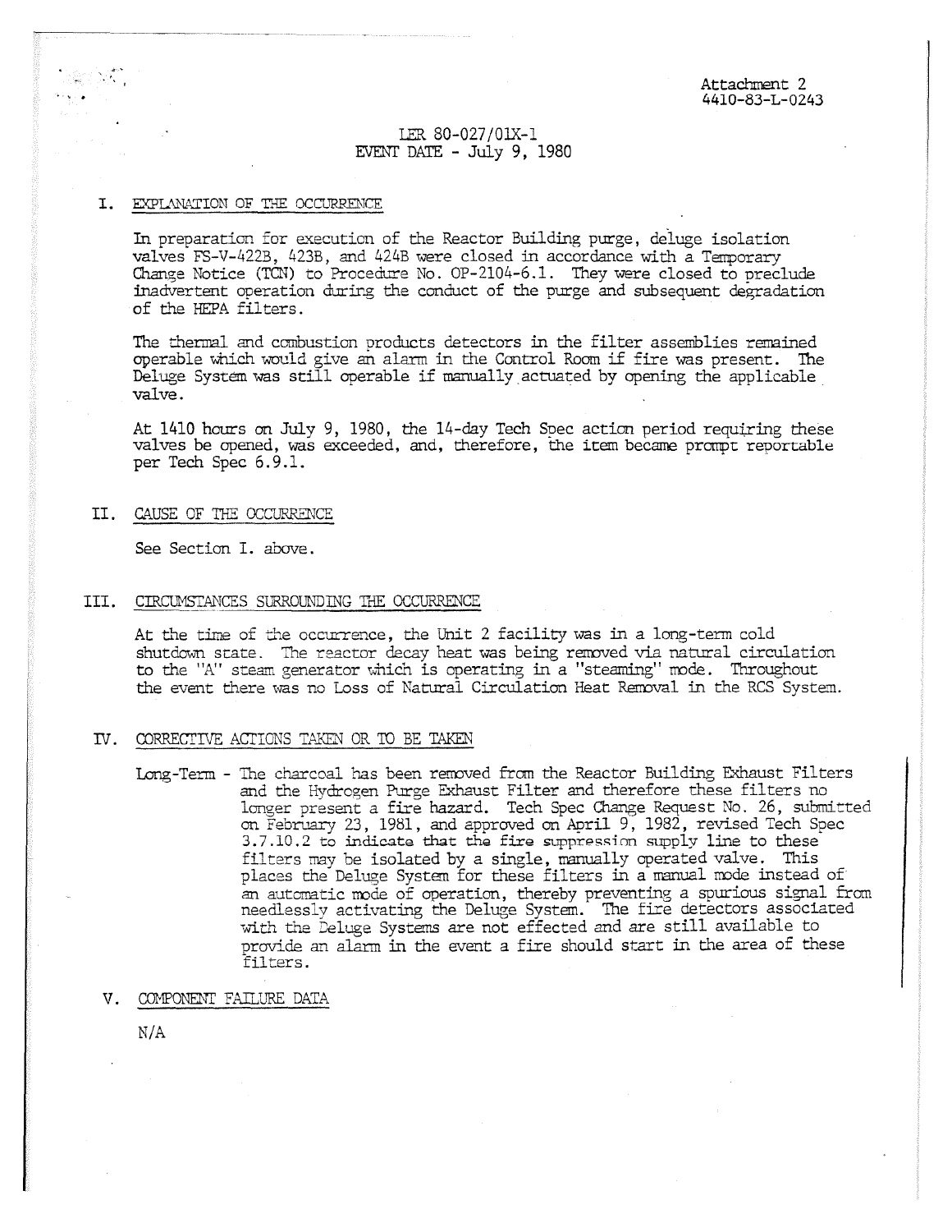Attachment 2
4410-83-L-0243

LER 80-027/01X-1
EVENT DATE - July 9, 1980

## I. EXPLANATION OF THE OCCURRENCE

In preparation for execution of the Reactor Building purge, deluge isolation valves FS-V-422B, 423B, and 424B were closed in accordance with a Temporary Change Notice (TCN) to Procedure No. OP-2104-6.1. They were closed to preclude inadvertent operation during the conduct of the purge and subsequent degradation of the HEPA filters.

The thermal and combustion products detectors in the filter assemblies remained operable which would give an alarm in the Control Room if fire was present. The Deluge System was still operable if manually actuated by opening the applicable valve.

At 1410 hours on July 9, 1980, the 14-day Tech Spec action period requiring these valves be opened, was exceeded, and, therefore, the item became prompt reportable per Tech Spec 6.9.1.

## II. CAUSE OF THE OCCURRENCE

See Section I. above.

## III. CIRCUMSTANCES SURROUNDING THE OCCURRENCE

At the time of the occurrence, the Unit 2 facility was in a long-term cold shutdown state. The reactor decay heat was being removed via natural circulation to the "A" steam generator which is operating in a "steaming" mode. Throughout the event there was no Loss of Natural Circulation Heat Removal in the RCS System.

## IV. CORRECTIVE ACTIONS TAKEN OR TO BE TAKEN

Long-Term - The charcoal has been removed from the Reactor Building Exhaust Filters and the Hydrogen Purge Exhaust Filter and therefore these filters no longer present a fire hazard. Tech Spec Change Request No. 26, submitted on February 23, 1981, and approved on April 9, 1982, revised Tech Spec 3.7.10.2 to indicate that the fire suppression supply line to these filters may be isolated by a single, manually operated valve. This places the Deluge System for these filters in a manual mode instead of an automatic mode of operation, thereby preventing a spurious signal from needlessly activating the Deluge System. The fire detectors associated with the Deluge Systems are not effected and are still available to provide an alarm in the event a fire should start in the area of these filters.

## V. COMPONENT FAILURE DATA

N/A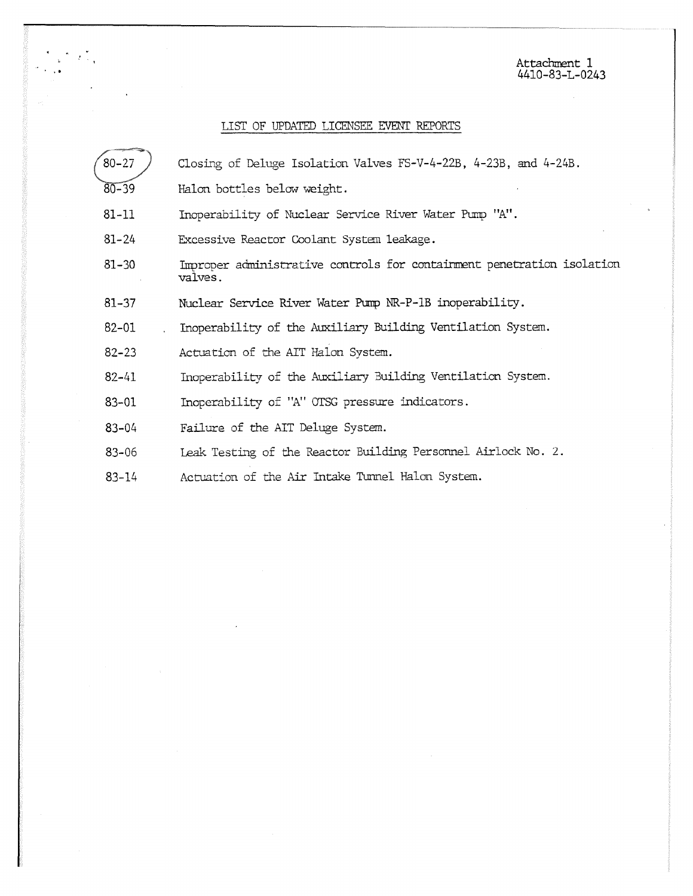Attachment 1
4410-83-L-0243

## LIST OF UPDATED LICENSEE EVENT REPORTS

| | |
|---|---|
| 80-27 | Closing of Deluge Isolation Valves FS-V-4-22B, 4-23B, and 4-24B. |
| 80-39 | Halon bottles below weight. |
| 81-11 | Inoperability of Nuclear Service River Water Pump "A". |
| 81-24 | Excessive Reactor Coolant System leakage. |
| 81-30 | Improper administrative controls for containment penetration isolation valves. |
| 81-37 | Nuclear Service River Water Pump NR-P-1B inoperability. |
| 82-01 | Inoperability of the Auxiliary Building Ventilation System. |
| 82-23 | Actuation of the AIT Halon System. |
| 82-41 | Inoperability of the Auxiliary Building Ventilation System. |
| 83-01 | Inoperability of "A" OTSG pressure indicators. |
| 83-04 | Failure of the AIT Deluge System. |
| 83-06 | Leak Testing of the Reactor Building Personnel Airlock No. 2. |
| 83-14 | Actuation of the Air Intake Tunnel Halon System. |